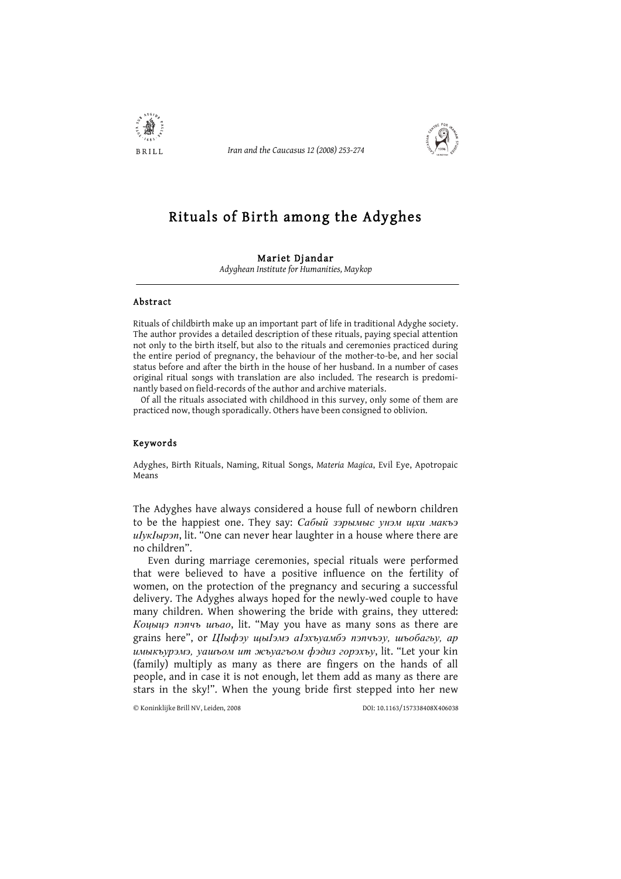# Rituals of Birth among the Adyghes

**Mariet Djandar**

*Adyghean Institute for Humanities, Maykop*

## Abstract

Rituals of childbirth make up an important part of life in traditional Adyghe society. The author provides a detailed description of these rituals, paying special attention not only to the birth itself, but also to the rituals and ceremonies practiced during the entire period of pregnancy, the behaviour of the mother-to-be, and her social status before and after the birth in the house of her husband. In a number of cases original ritual songs with translation are also included. The research is predominantly based on field-records of the author and archive materials.

Of all the rituals associated with childhood in this survey, only some of them are practiced now, though sporadically. Others have been consigned to oblivion.

## Keywords

Adyghes, Birth Rituals, Naming, Ritual Songs, *Materia Magica*, Evil Eye, Apotropaic Means

The Adyghes have always considered a house full of newborn children to be the happiest one. They say: *Сабый зэрымыс унэм щхи макъэ иIукIырэп*, lit. "One can never hear laughter in a house where there are no children".

Even during marriage ceremonies, special rituals were performed that were believed to have a positive influence on the fertility of women, on the protection of the pregnancy and securing a successful delivery. The Adyghes always hoped for the newly-wed couple to have many children. When showering the bride with grains, they uttered: *Коцыцэ пэпчъ шъао*, lit. "May you have as many sons as there are grains here", or *ЦIыфэу щыIэмэ аIэхъуамбэ пэпчъэу, шъобагъу, ар имыкъурэмэ, уашъом ит жъуагъом фэдиз горэхъу*, lit. "Let your kin (family) multiply as many as there are fingers on the hands of all people, and in case it is not enough, let them add as many as there are stars in the sky!". When the young bride first stepped into her new

© Koninklijke Brill NV, Leiden, 2008 DOI: 10.1163/157338408X406038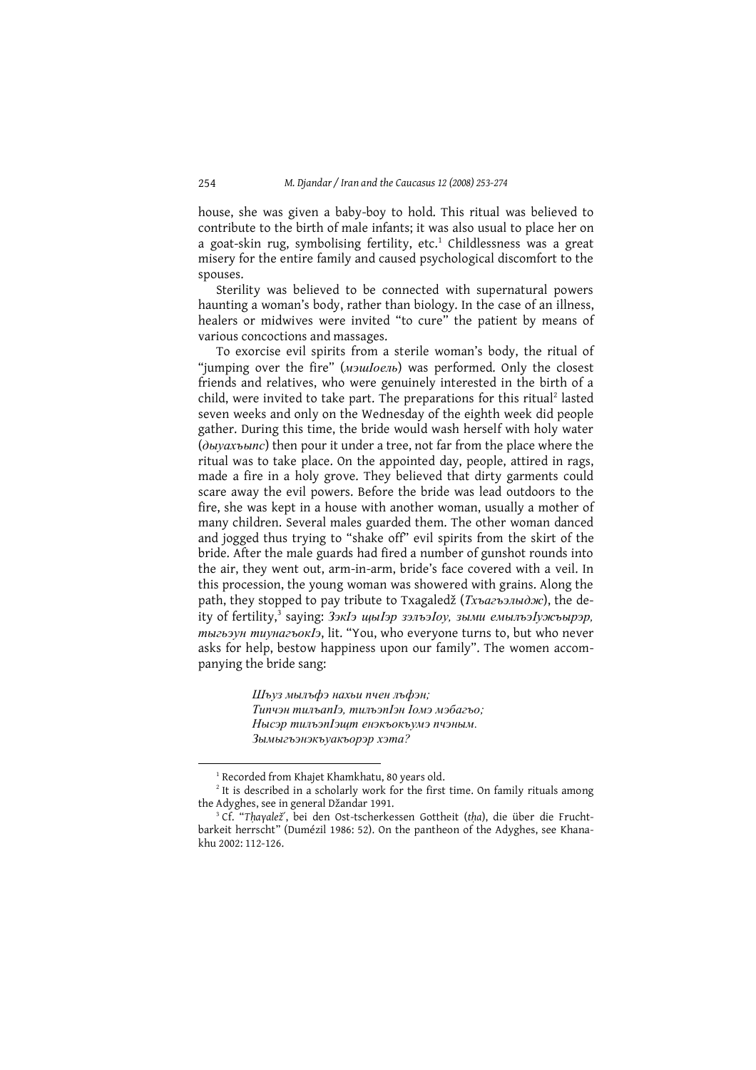house, she was given a baby-boy to hold. This ritual was believed to contribute to the birth of male infants; it was also usual to place her on a goat-skin rug, symbolising fertility, etc.[1] Childlessness was a great misery for the entire family and caused psychological discomfort to the spouses.

Sterility was believed to be connected with supernatural powers haunting a woman's body, rather than biology. In the case of an illness, healers or midwives were invited "to cure" the patient by means of various concoctions and massages.

To exorcise evil spirits from a sterile woman's body, the ritual of "jumping over the fire" (*мэшIоель*) was performed. Only the closest friends and relatives, who were genuinely interested in the birth of a child, were invited to take part. The preparations for this ritual[2] lasted seven weeks and only on the Wednesday of the eighth week did people gather. During this time, the bride would wash herself with holy water (*дыуахъыпс*) then pour it under a tree, not far from the place where the ritual was to take place. On the appointed day, people, attired in rags, made a fire in a holy grove. They believed that dirty garments could scare away the evil powers. Before the bride was lead outdoors to the fire, she was kept in a house with another woman, usually a mother of many children. Several males guarded them. The other woman danced and jogged thus trying to "shake off" evil spirits from the skirt of the bride. After the male guards had fired a number of gunshot rounds into the air, they went out, arm-in-arm, bride's face covered with a veil. In this procession, the young woman was showered with grains. Along the path, they stopped to pay tribute to Txagaledž (*Тхъагъэлыдж*), the deity of fertility,[3] saying: *ЗэкIэ щыIэр зэлъэIоу, зыми емылъэIужьырэр, тыгъэун тиунагъокIэ*, lit. "You, who everyone turns to, but who never asks for help, bestow happiness upon our family". The women accompanying the bride sang:

> *Шъуз мылъфэ нахьи пчен лъфэн;*
> *Типчэн тилъапIэ, тилъэпIэн Iомэ мэбагъо;*
> *Нысэр тилъэпIэщт енэкъокъумэ пчэным.*
> *Зымыгъэнэкъуакъорэр хэта?*

---

[1] Recorded from Khajet Khamkhatu, 80 years old.

[2] It is described in a scholarly work for the first time. On family rituals among the Adyghes, see in general Džandar 1991.

[3] Cf. "*Tḥayalež́*, bei den Ost-tscherkessen Gottheit (*tḥa*), die über die Fruchtbarkeit herrscht" (Dumézil 1986: 52). On the pantheon of the Adyghes, see Khanakhu 2002: 112-126.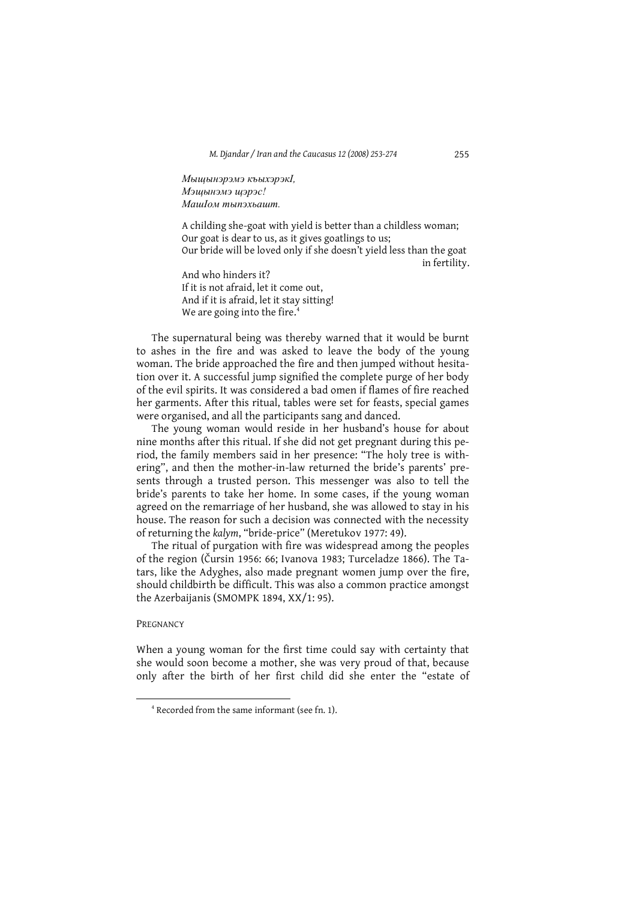*Мыщынэрэмэ къыхэрэкI,*
*Мэщынэмэ щэрэс!*
*МашIом тыпэхьашт.*

A childing she-goat with yield is better than a childless woman;
Our goat is dear to us, as it gives goatlings to us;
Our bride will be loved only if she doesn't yield less than the goat in fertility.

And who hinders it?
If it is not afraid, let it come out,
And if it is afraid, let it stay sitting!
We are going into the fire.[4]

The supernatural being was thereby warned that it would be burnt to ashes in the fire and was asked to leave the body of the young woman. The bride approached the fire and then jumped without hesitation over it. A successful jump signified the complete purge of her body of the evil spirits. It was considered a bad omen if flames of fire reached her garments. After this ritual, tables were set for feasts, special games were organised, and all the participants sang and danced.

The young woman would reside in her husband's house for about nine months after this ritual. If she did not get pregnant during this period, the family members said in her presence: "The holy tree is withering", and then the mother-in-law returned the bride's parents' presents through a trusted person. This messenger was also to tell the bride's parents to take her home. In some cases, if the young woman agreed on the remarriage of her husband, she was allowed to stay in his house. The reason for such a decision was connected with the necessity of returning the *kalym*, "bride-price" (Meretukov 1977: 49).

The ritual of purgation with fire was widespread among the peoples of the region (Čursin 1956: 66; Ivanova 1983; Turceladze 1866). The Tatars, like the Adyghes, also made pregnant women jump over the fire, should childbirth be difficult. This was also a common practice amongst the Azerbaijanis (SMOMPK 1894, XX/1: 95).

## Pregnancy

When a young woman for the first time could say with certainty that she would soon become a mother, she was very proud of that, because only after the birth of her first child did she enter the "estate of

[4] Recorded from the same informant (see fn. 1).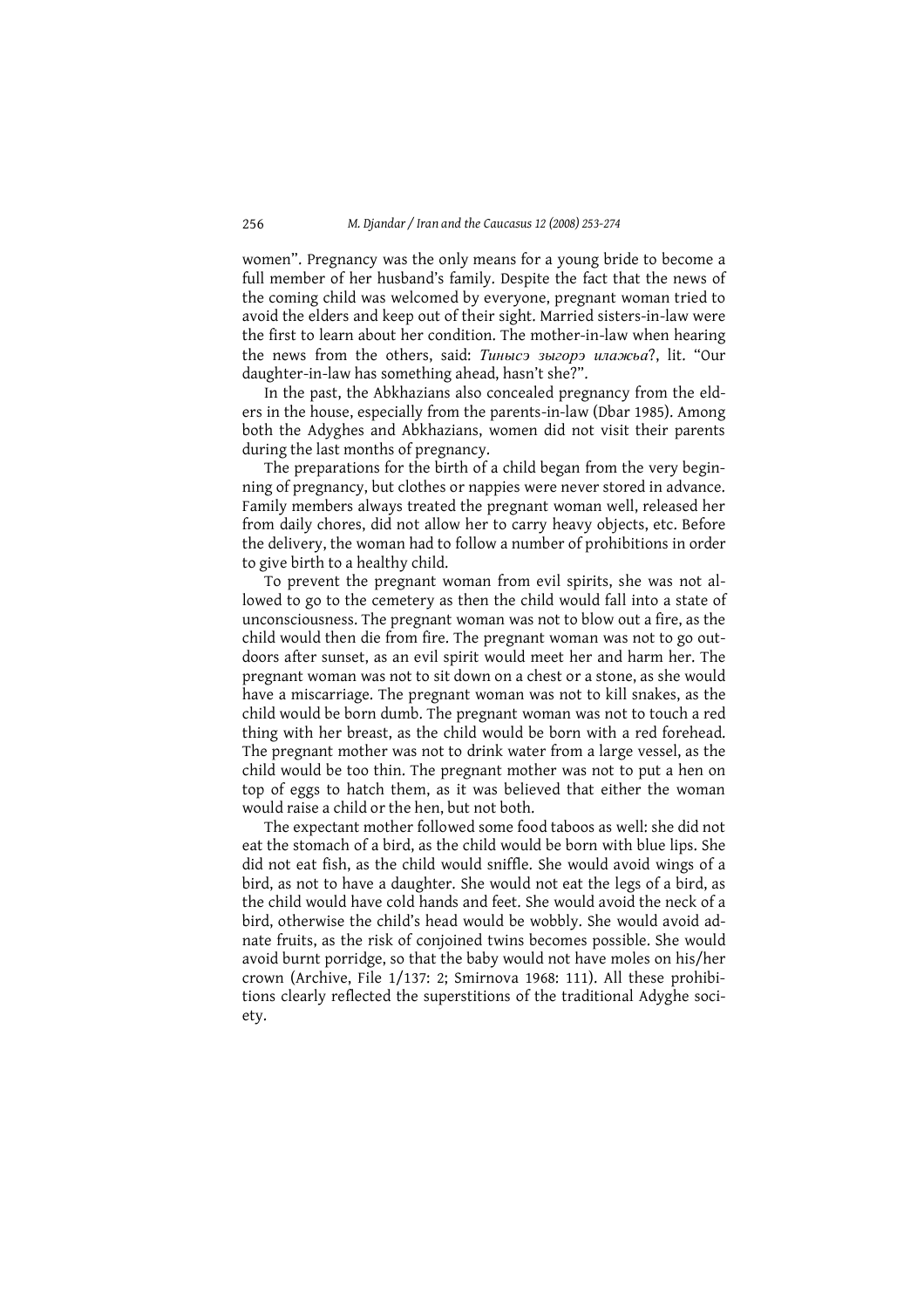women". Pregnancy was the only means for a young bride to become a full member of her husband's family. Despite the fact that the news of the coming child was welcomed by everyone, pregnant woman tried to avoid the elders and keep out of their sight. Married sisters-in-law were the first to learn about her condition. The mother-in-law when hearing the news from the others, said: *Тинысэ зыгорэ илажьа*?, lit. "Our daughter-in-law has something ahead, hasn't she?".

In the past, the Abkhazians also concealed pregnancy from the elders in the house, especially from the parents-in-law (Dbar 1985). Among both the Adyghes and Abkhazians, women did not visit their parents during the last months of pregnancy.

The preparations for the birth of a child began from the very beginning of pregnancy, but clothes or nappies were never stored in advance. Family members always treated the pregnant woman well, released her from daily chores, did not allow her to carry heavy objects, etc. Before the delivery, the woman had to follow a number of prohibitions in order to give birth to a healthy child.

To prevent the pregnant woman from evil spirits, she was not allowed to go to the cemetery as then the child would fall into a state of unconsciousness. The pregnant woman was not to blow out a fire, as the child would then die from fire. The pregnant woman was not to go outdoors after sunset, as an evil spirit would meet her and harm her. The pregnant woman was not to sit down on a chest or a stone, as she would have a miscarriage. The pregnant woman was not to kill snakes, as the child would be born dumb. The pregnant woman was not to touch a red thing with her breast, as the child would be born with a red forehead. The pregnant mother was not to drink water from a large vessel, as the child would be too thin. The pregnant mother was not to put a hen on top of eggs to hatch them, as it was believed that either the woman would raise a child or the hen, but not both.

The expectant mother followed some food taboos as well: she did not eat the stomach of a bird, as the child would be born with blue lips. She did not eat fish, as the child would sniffle. She would avoid wings of a bird, as not to have a daughter. She would not eat the legs of a bird, as the child would have cold hands and feet. She would avoid the neck of a bird, otherwise the child's head would be wobbly. She would avoid adnate fruits, as the risk of conjoined twins becomes possible. She would avoid burnt porridge, so that the baby would not have moles on his/her crown (Archive, File 1/137: 2; Smirnova 1968: 111). All these prohibitions clearly reflected the superstitions of the traditional Adyghe society.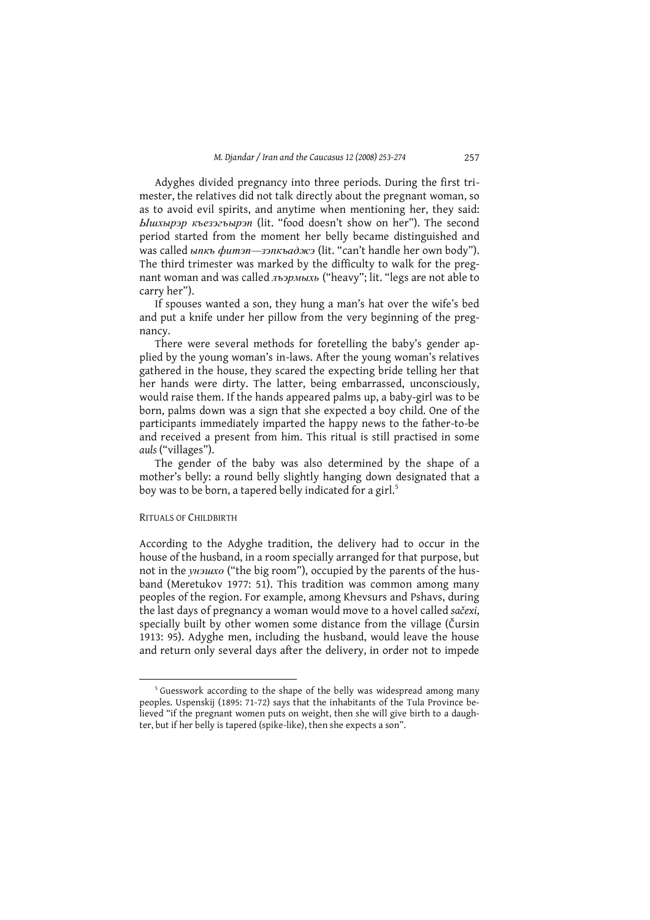Adyghes divided pregnancy into three periods. During the first trimester, the relatives did not talk directly about the pregnant woman, so as to avoid evil spirits, and anytime when mentioning her, they said: *Ышхырэр къезэгъырэп* (lit. "food doesn't show on her"). The second period started from the moment her belly became distinguished and was called *ыпкъ фитэп—зэпкъаджэ* (lit. "can't handle her own body"). The third trimester was marked by the difficulty to walk for the pregnant woman and was called *лъэрмыхь* ("heavy"; lit. "legs are not able to carry her").

If spouses wanted a son, they hung a man's hat over the wife's bed and put a knife under her pillow from the very beginning of the pregnancy.

There were several methods for foretelling the baby's gender applied by the young woman's in-laws. After the young woman's relatives gathered in the house, they scared the expecting bride telling her that her hands were dirty. The latter, being embarrassed, unconsciously, would raise them. If the hands appeared palms up, a baby-girl was to be born, palms down was a sign that she expected a boy child. One of the participants immediately imparted the happy news to the father-to-be and received a present from him. This ritual is still practised in some *auls* ("villages").

The gender of the baby was also determined by the shape of a mother's belly: a round belly slightly hanging down designated that a boy was to be born, a tapered belly indicated for a girl.[5]

## Rituals of Childbirth

According to the Adyghe tradition, the delivery had to occur in the house of the husband, in a room specially arranged for that purpose, but not in the *унэшхо* ("the big room"), occupied by the parents of the husband (Meretukov 1977: 51). This tradition was common among many peoples of the region. For example, among Khevsurs and Pshavs, during the last days of pregnancy a woman would move to a hovel called *sačexi*, specially built by other women some distance from the village (Čursin 1913: 95). Adyghe men, including the husband, would leave the house and return only several days after the delivery, in order not to impede

---

[5] Guesswork according to the shape of the belly was widespread among many peoples. Uspenskij (1895: 71-72) says that the inhabitants of the Tula Province believed "if the pregnant women puts on weight, then she will give birth to a daughter, but if her belly is tapered (spike-like), then she expects a son".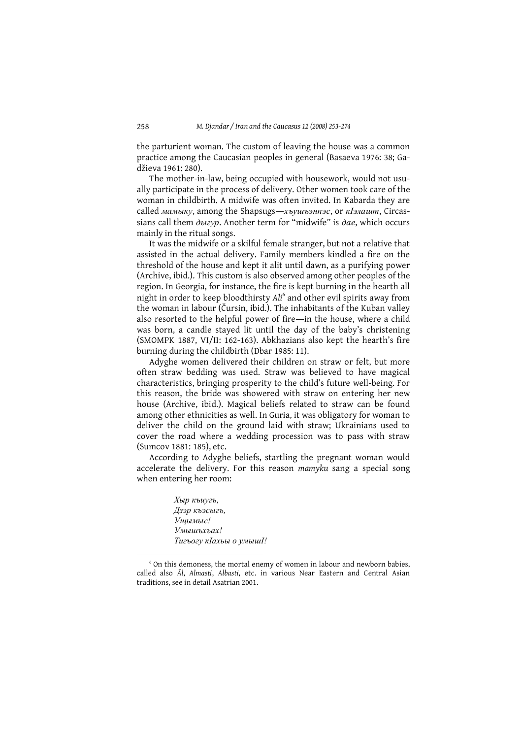the parturient woman. The custom of leaving the house was a common practice among the Caucasian peoples in general (Basaeva 1976: 38; Gadžieva 1961: 280).

The mother-in-law, being occupied with housework, would not usually participate in the process of delivery. Other women took care of the woman in childbirth. A midwife was often invited. In Kabarda they are called *мамыку*, among the Shapsugs—*хъушъэнпэс*, or *кIэлашт*, Circassians call them *дыгур*. Another term for "midwife" is *дае*, which occurs mainly in the ritual songs.

It was the midwife or a skilful female stranger, but not a relative that assisted in the actual delivery. Family members kindled a fire on the threshold of the house and kept it alit until dawn, as a purifying power (Archive, ibid.). This custom is also observed among other peoples of the region. In Georgia, for instance, the fire is kept burning in the hearth all night in order to keep bloodthirsty *Ali*[6] and other evil spirits away from the woman in labour (Čursin, ibid.). The inhabitants of the Kuban valley also resorted to the helpful power of fire—in the house, where a child was born, a candle stayed lit until the day of the baby's christening (SMOMPK 1887, VI/II: 162-163). Abkhazians also kept the hearth's fire burning during the childbirth (Dbar 1985: 11).

Adyghe women delivered their children on straw or felt, but more often straw bedding was used. Straw was believed to have magical characteristics, bringing prosperity to the child's future well-being. For this reason, the bride was showered with straw on entering her new house (Archive, ibid.). Magical beliefs related to straw can be found among other ethnicities as well. In Guria, it was obligatory for woman to deliver the child on the ground laid with straw; Ukrainians used to cover the road where a wedding procession was to pass with straw (Sumcov 1881: 185), etc.

According to Adyghe beliefs, startling the pregnant woman would accelerate the delivery. For this reason *matyku* sang a special song when entering her room:

> *Хыр къиугъ,*
> *Дзэр къэсыгъ,*
> *Ущымыс!*
> *Умышъхъах!*
> *Тигъогу кIахьы о умышI!*

[6] On this demoness, the mortal enemy of women in labour and newborn babies, called also *Āl*, *Almasti*, *Albasti*, etc. in various Near Eastern and Central Asian traditions, see in detail Asatrian 2001.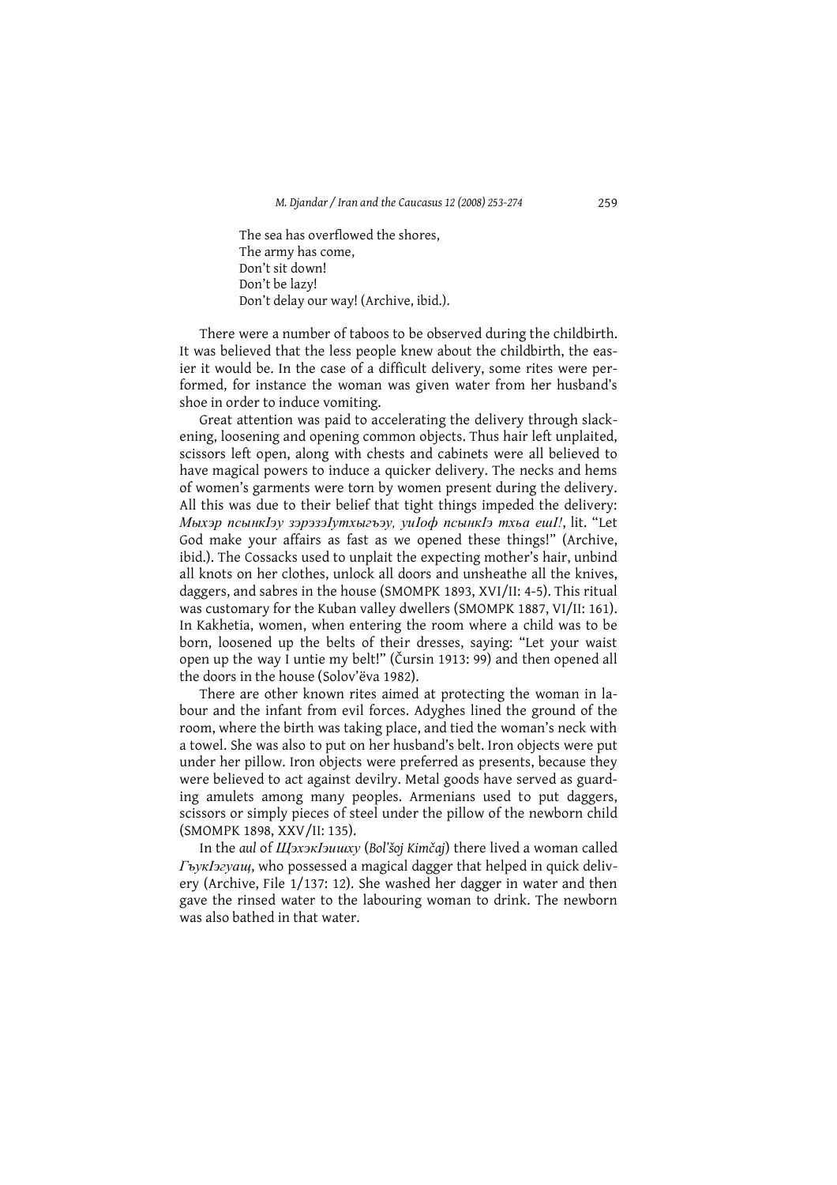The sea has overflowed the shores,  
The army has come,  
Don't sit down!  
Don't be lazy!  
Don't delay our way! (Archive, ibid.).

There were a number of taboos to be observed during the childbirth. It was believed that the less people knew about the childbirth, the easier it would be. In the case of a difficult delivery, some rites were performed, for instance the woman was given water from her husband's shoe in order to induce vomiting.

Great attention was paid to accelerating the delivery through slackening, loosening and opening common objects. Thus hair left unplaited, scissors left open, along with chests and cabinets were all believed to have magical powers to induce a quicker delivery. The necks and hems of women's garments were torn by women present during the delivery. All this was due to their belief that tight things impeded the delivery: *Мыхэр псынкIэу зэрэзэIутхыгъэу, уиIоф псынкIэ тхьа ешI!*, lit. "Let God make your affairs as fast as we opened these things!" (Archive, ibid.). The Cossacks used to unplait the expecting mother's hair, unbind all knots on her clothes, unlock all doors and unsheathe all the knives, daggers, and sabres in the house (SMOMPK 1893, XVI/II: 4-5). This ritual was customary for the Kuban valley dwellers (SMOMPK 1887, VI/II: 161). In Kakhetia, women, when entering the room where a child was to be born, loosened up the belts of their dresses, saying: "Let your waist open up the way I untie my belt!" (Čursin 1913: 99) and then opened all the doors in the house (Solov'ëva 1982).

There are other known rites aimed at protecting the woman in labour and the infant from evil forces. Adyghes lined the ground of the room, where the birth was taking place, and tied the woman's neck with a towel. She was also to put on her husband's belt. Iron objects were put under her pillow. Iron objects were preferred as presents, because they were believed to act against devilry. Metal goods have served as guarding amulets among many peoples. Armenians used to put daggers, scissors or simply pieces of steel under the pillow of the newborn child (SMOMPK 1898, XXV/II: 135).

In the *aul* of *ЩэхэкIэишху* (*Bol'šoj Kimčaj*) there lived a woman called *ГъукIэгуащ*, who possessed a magical dagger that helped in quick delivery (Archive, File 1/137: 12). She washed her dagger in water and then gave the rinsed water to the labouring woman to drink. The newborn was also bathed in that water.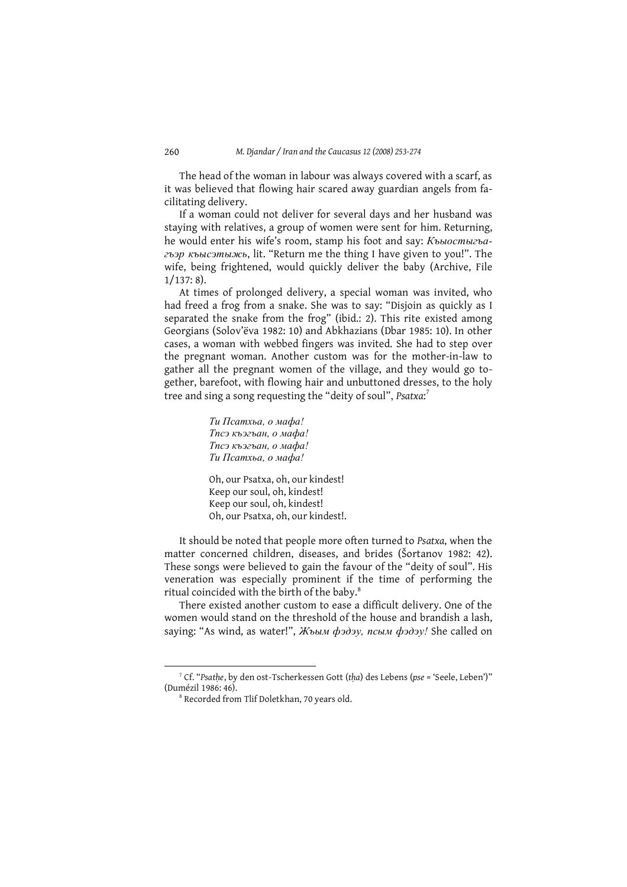The head of the woman in labour was always covered with a scarf, as it was believed that flowing hair scared away guardian angels from facilitating delivery.

If a woman could not deliver for several days and her husband was staying with relatives, a group of women were sent for him. Returning, he would enter his wife's room, stamp his foot and say: *Къыостыгъагъэр къысэтыжь*, lit. "Return me the thing I have given to you!". The wife, being frightened, would quickly deliver the baby (Archive, File 1/137: 8).

At times of prolonged delivery, a special woman was invited, who had freed a frog from a snake. She was to say: "Disjoin as quickly as I separated the snake from the frog" (ibid.: 2). This rite existed among Georgians (Solov'ëva 1982: 10) and Abkhazians (Dbar 1985: 10). In other cases, a woman with webbed fingers was invited. She had to step over the pregnant woman. Another custom was for the mother-in-law to gather all the pregnant women of the village, and they would go together, barefoot, with flowing hair and unbuttoned dresses, to the holy tree and sing a song requesting the "deity of soul", *Psatxa*:[7]

> *Ти Псатхьа, о мафа!*
> *Тпсэ къэгъан, о мафа!*
> *Тпсэ къэгъан, о мафа!*
> *Ти Псатхьа, о мафа!*
>
> Oh, our Psatxa, oh, our kindest!
> Keep our soul, oh, kindest!
> Keep our soul, oh, kindest!
> Oh, our Psatxa, oh, our kindest!.

It should be noted that people more often turned to *Psatxa*, when the matter concerned children, diseases, and brides (Šortanov 1982: 42). These songs were believed to gain the favour of the "deity of soul". His veneration was especially prominent if the time of performing the ritual coincided with the birth of the baby.[8]

There existed another custom to ease a difficult delivery. One of the women would stand on the threshold of the house and brandish a lash, saying: "As wind, as water!", *Жъым фэдэу, псым фэдэу!* She called on

---

[7] Cf. "*Psatḥe*, by den ost-Tscherkessen Gott (*tḥa*) des Lebens (*pse* = 'Seele, Leben')" (Dumézil 1986: 46).

[8] Recorded from Tlif Doletkhan, 70 years old.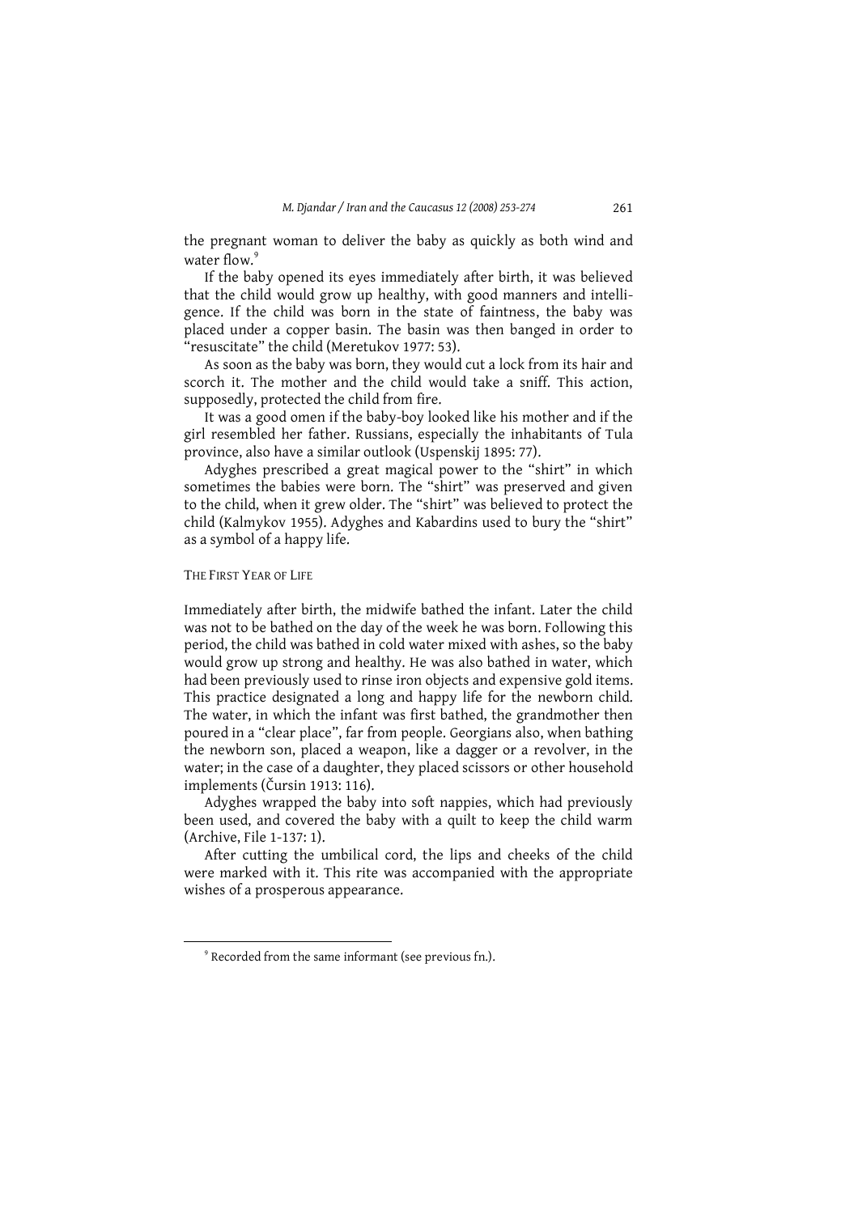the pregnant woman to deliver the baby as quickly as both wind and water flow.[9]

If the baby opened its eyes immediately after birth, it was believed that the child would grow up healthy, with good manners and intelligence. If the child was born in the state of faintness, the baby was placed under a copper basin. The basin was then banged in order to "resuscitate" the child (Meretukov 1977: 53).

As soon as the baby was born, they would cut a lock from its hair and scorch it. The mother and the child would take a sniff. This action, supposedly, protected the child from fire.

It was a good omen if the baby-boy looked like his mother and if the girl resembled her father. Russians, especially the inhabitants of Tula province, also have a similar outlook (Uspenskij 1895: 77).

Adyghes prescribed a great magical power to the "shirt" in which sometimes the babies were born. The "shirt" was preserved and given to the child, when it grew older. The "shirt" was believed to protect the child (Kalmykov 1955). Adyghes and Kabardins used to bury the "shirt" as a symbol of a happy life.

## The First Year of Life

Immediately after birth, the midwife bathed the infant. Later the child was not to be bathed on the day of the week he was born. Following this period, the child was bathed in cold water mixed with ashes, so the baby would grow up strong and healthy. He was also bathed in water, which had been previously used to rinse iron objects and expensive gold items. This practice designated a long and happy life for the newborn child. The water, in which the infant was first bathed, the grandmother then poured in a "clear place", far from people. Georgians also, when bathing the newborn son, placed a weapon, like a dagger or a revolver, in the water; in the case of a daughter, they placed scissors or other household implements (Čursin 1913: 116).

Adyghes wrapped the baby into soft nappies, which had previously been used, and covered the baby with a quilt to keep the child warm (Archive, File 1-137: 1).

After cutting the umbilical cord, the lips and cheeks of the child were marked with it. This rite was accompanied with the appropriate wishes of a prosperous appearance.

[9] Recorded from the same informant (see previous fn.).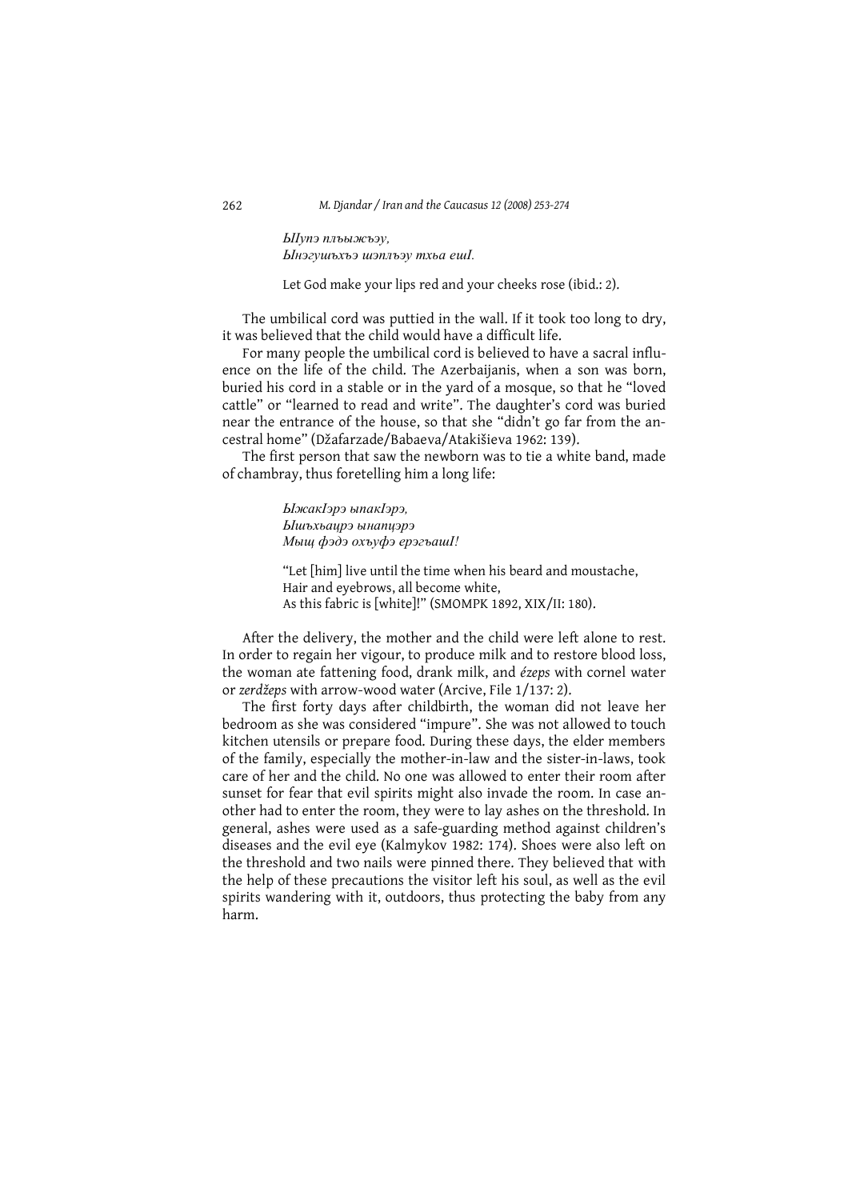*ЫIупэ плъыжъэу,*
*Ынэгушъхъэ шэплъэу тхьа ешI.*

Let God make your lips red and your cheeks rose (ibid.: 2).

The umbilical cord was puttied in the wall. If it took too long to dry, it was believed that the child would have a difficult life.

For many people the umbilical cord is believed to have a sacral influence on the life of the child. The Azerbaijanis, when a son was born, buried his cord in a stable or in the yard of a mosque, so that he "loved cattle" or "learned to read and write". The daughter's cord was buried near the entrance of the house, so that she "didn't go far from the ancestral home" (Džafarzade/Babaeva/Atakišieva 1962: 139).

The first person that saw the newborn was to tie a white band, made of chambray, thus foretelling him a long life:

*ЫжакIэрэ ыпакIэрэ,*
*Ышъхьацрэ ынапцэрэ*
*Мыщ фэдэ охъуфэ ерэгъашI!*

"Let [him] live until the time when his beard and moustache,
Hair and eyebrows, all become white,
As this fabric is [white]!" (SMOMPK 1892, XIX/II: 180).

After the delivery, the mother and the child were left alone to rest. In order to regain her vigour, to produce milk and to restore blood loss, the woman ate fattening food, drank milk, and *ézeps* with cornel water or *zerdžeps* with arrow-wood water (Arcive, File 1/137: 2).

The first forty days after childbirth, the woman did not leave her bedroom as she was considered "impure". She was not allowed to touch kitchen utensils or prepare food. During these days, the elder members of the family, especially the mother-in-law and the sister-in-laws, took care of her and the child. No one was allowed to enter their room after sunset for fear that evil spirits might also invade the room. In case another had to enter the room, they were to lay ashes on the threshold. In general, ashes were used as a safe-guarding method against children's diseases and the evil eye (Kalmykov 1982: 174). Shoes were also left on the threshold and two nails were pinned there. They believed that with the help of these precautions the visitor left his soul, as well as the evil spirits wandering with it, outdoors, thus protecting the baby from any harm.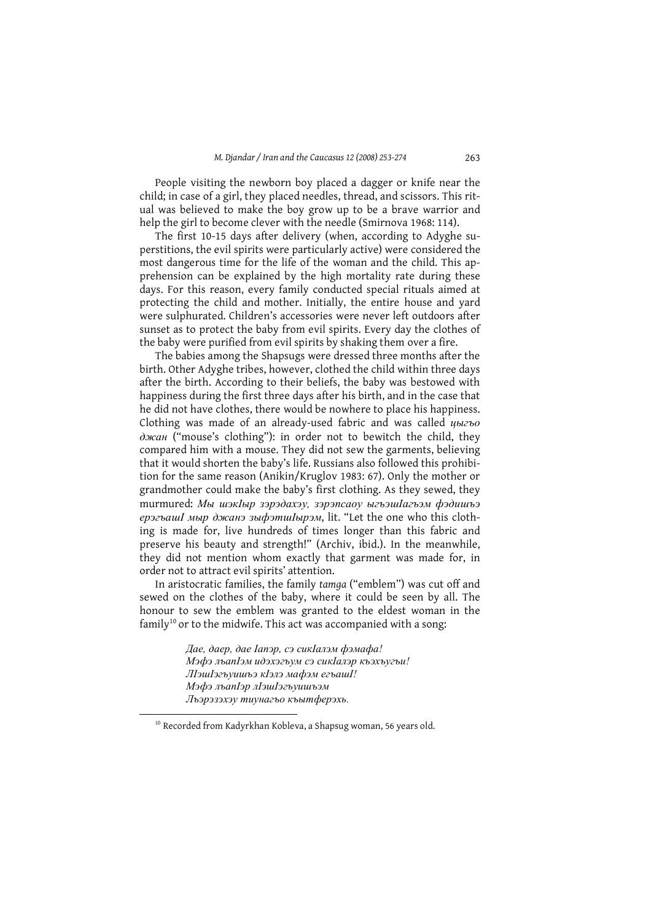People visiting the newborn boy placed a dagger or knife near the child; in case of a girl, they placed needles, thread, and scissors. This ritual was believed to make the boy grow up to be a brave warrior and help the girl to become clever with the needle (Smirnova 1968: 114).

The first 10-15 days after delivery (when, according to Adyghe superstitions, the evil spirits were particularly active) were considered the most dangerous time for the life of the woman and the child. This apprehension can be explained by the high mortality rate during these days. For this reason, every family conducted special rituals aimed at protecting the child and mother. Initially, the entire house and yard were sulphurated. Children's accessories were never left outdoors after sunset as to protect the baby from evil spirits. Every day the clothes of the baby were purified from evil spirits by shaking them over a fire.

The babies among the Shapsugs were dressed three months after the birth. Other Adyghe tribes, however, clothed the child within three days after the birth. According to their beliefs, the baby was bestowed with happiness during the first three days after his birth, and in the case that he did not have clothes, there would be nowhere to place his happiness. Clothing was made of an already-used fabric and was called *цыгъо джан* ("mouse's clothing"): in order not to bewitch the child, they compared him with a mouse. They did not sew the garments, believing that it would shorten the baby's life. Russians also followed this prohibition for the same reason (Anikin/Kruglov 1983: 67). Only the mother or grandmother could make the baby's first clothing. As they sewed, they murmured: *Мы шэкIыр зэрэдахэу, зэрэпсаоу ыгъэшIагъэм фэдишъэ ерэгъашI мыр джанэ зыфэтшIырэм*, lit. "Let the one who this clothing is made for, live hundreds of times longer than this fabric and preserve his beauty and strength!" (Archiv, ibid.). In the meanwhile, they did not mention whom exactly that garment was made for, in order not to attract evil spirits' attention.

In aristocratic families, the family *tamga* ("emblem") was cut off and sewed on the clothes of the baby, where it could be seen by all. The honour to sew the emblem was granted to the eldest woman in the family[10] or to the midwife. This act was accompanied with a song:

> *Дае, даер, дае Iапэр, сэ сикIалэм фэмафа!*
> *Мэфэ лъапIэм идэхэгъум сэ сикIалэр къэхъугъи!*
> *ЛIэшIэгъуишъэ кIэлэ мафэм егъашI!*
> *Мэфэ лъапIэр лIэшIэгъуишъэм*
> *Лъэрэзэхэу тиунагъо къытферэхь.*

[10] Recorded from Kadyrkhan Kobleva, a Shapsug woman, 56 years old.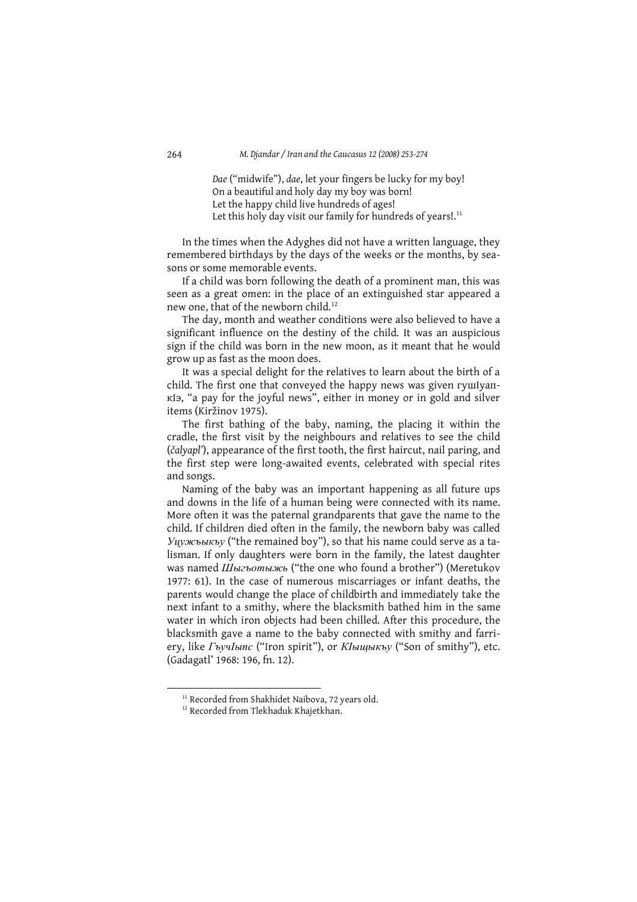*Dae* ("midwife"), *dae*, let your fingers be lucky for my boy!
On a beautiful and holy day my boy was born!
Let the happy child live hundreds of ages!
Let this holy day visit our family for hundreds of years!.[11]

In the times when the Adyghes did not have a written language, they remembered birthdays by the days of the weeks or the months, by seasons or some memorable events.

If a child was born following the death of a prominent man, this was seen as a great omen: in the place of an extinguished star appeared a new one, that of the newborn child.[12]

The day, month and weather conditions were also believed to have a significant influence on the destiny of the child. It was an auspicious sign if the child was born in the new moon, as it meant that he would grow up as fast as the moon does.

It was a special delight for the relatives to learn about the birth of a child. The first one that conveyed the happy news was given гушIуапкIэ, "a pay for the joyful news", either in money or in gold and silver items (Kiržinov 1975).

The first bathing of the baby, naming, the placing it within the cradle, the first visit by the neighbours and relatives to see the child (*čalyapl'*), appearance of the first tooth, the first haircut, nail paring, and the first step were long-awaited events, celebrated with special rites and songs.

Naming of the baby was an important happening as all future ups and downs in the life of a human being were connected with its name. More often it was the paternal grandparents that gave the name to the child. If children died often in the family, the newborn baby was called *Уцужъыкъу* ("the remained boy"), so that his name could serve as a talisman. If only daughters were born in the family, the latest daughter was named *Шыгъотыжь* ("the one who found a brother") (Meretukov 1977: 61). In the case of numerous miscarriages or infant deaths, the parents would change the place of childbirth and immediately take the next infant to a smithy, where the blacksmith bathed him in the same water in which iron objects had been chilled. After this procedure, the blacksmith gave a name to the baby connected with smithy and farriery, like *ГъучIыпс* ("Iron spirit"), or *КIыщыкъу* ("Son of smithy"), etc. (Gadagatl' 1968: 196, fn. 12).

---

[11] Recorded from Shakhidet Naibova, 72 years old.

[12] Recorded from Tlekhaduk Khajetkhan.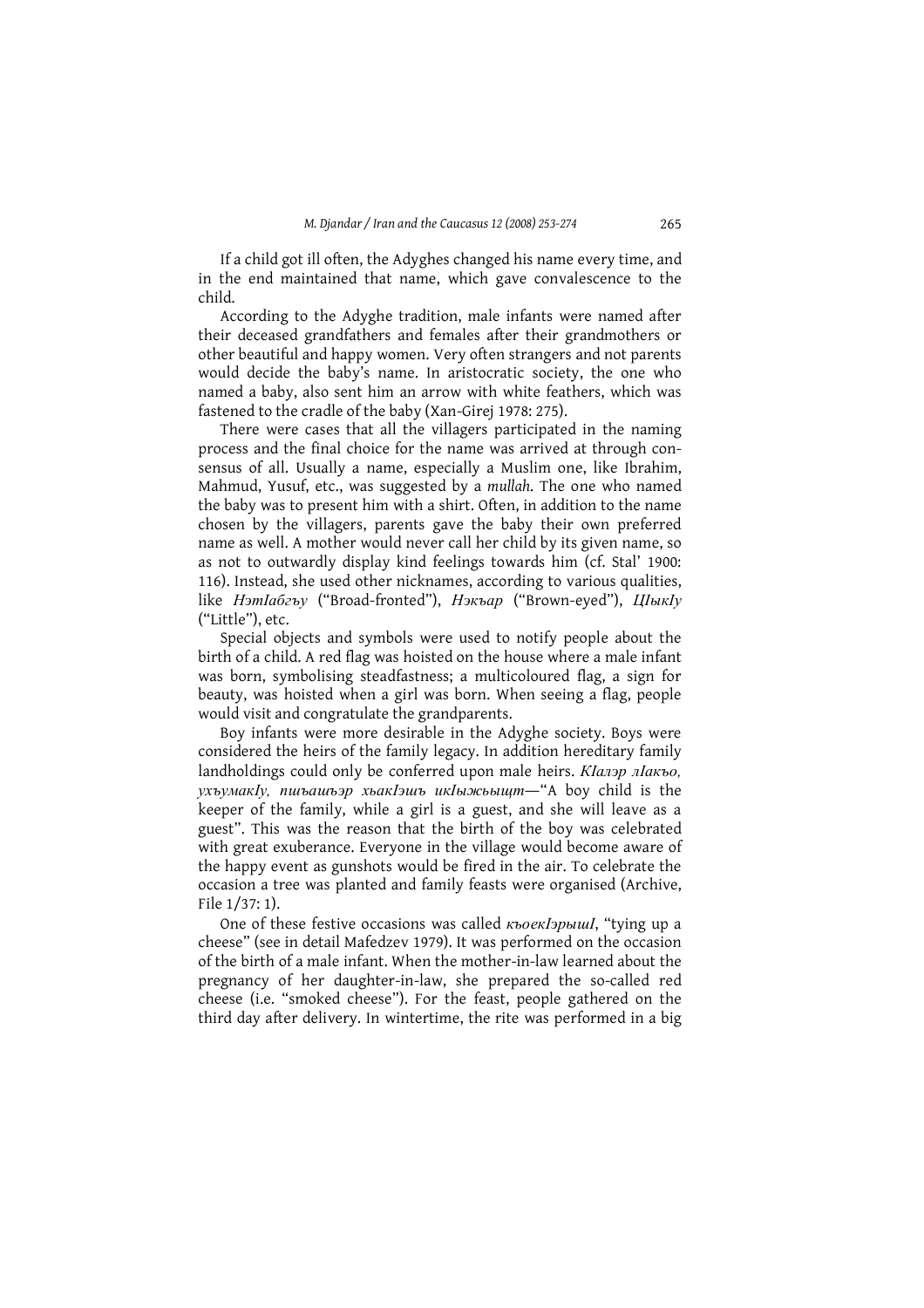If a child got ill often, the Adyghes changed his name every time, and in the end maintained that name, which gave convalescence to the child.

According to the Adyghe tradition, male infants were named after their deceased grandfathers and females after their grandmothers or other beautiful and happy women. Very often strangers and not parents would decide the baby's name. In aristocratic society, the one who named a baby, also sent him an arrow with white feathers, which was fastened to the cradle of the baby (Xan-Girej 1978: 275).

There were cases that all the villagers participated in the naming process and the final choice for the name was arrived at through consensus of all. Usually a name, especially a Muslim one, like Ibrahim, Mahmud, Yusuf, etc., was suggested by a *mullah*. The one who named the baby was to present him with a shirt. Often, in addition to the name chosen by the villagers, parents gave the baby their own preferred name as well. A mother would never call her child by its given name, so as not to outwardly display kind feelings towards him (cf. Stal' 1900: 116). Instead, she used other nicknames, according to various qualities, like *НэтӀабгъу* ("Broad-fronted"), *Нэкъар* ("Brown-eyed"), *ЦӀыкӀу* ("Little"), etc.

Special objects and symbols were used to notify people about the birth of a child. A red flag was hoisted on the house where a male infant was born, symbolising steadfastness; a multicoloured flag, a sign for beauty, was hoisted when a girl was born. When seeing a flag, people would visit and congratulate the grandparents.

Boy infants were more desirable in the Adyghe society. Boys were considered the heirs of the family legacy. In addition hereditary family landholdings could only be conferred upon male heirs. *КӀалэр лӀакъо, ухъумакӀу, пшъашъэр хьакӀэшъ икӀыжьыщт*—"A boy child is the keeper of the family, while a girl is a guest, and she will leave as a guest". This was the reason that the birth of the boy was celebrated with great exuberance. Everyone in the village would become aware of the happy event as gunshots would be fired in the air. To celebrate the occasion a tree was planted and family feasts were organised (Archive, File 1/37: 1).

One of these festive occasions was called *къоекӀэрышӀ*, "tying up a cheese" (see in detail Mafedzev 1979). It was performed on the occasion of the birth of a male infant. When the mother-in-law learned about the pregnancy of her daughter-in-law, she prepared the so-called red cheese (i.e. "smoked cheese"). For the feast, people gathered on the third day after delivery. In wintertime, the rite was performed in a big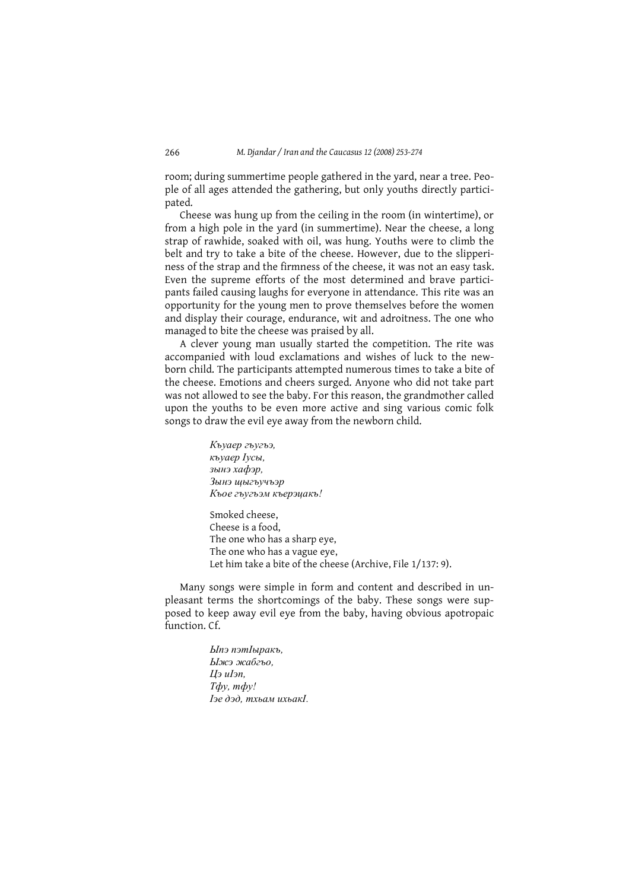room; during summertime people gathered in the yard, near a tree. People of all ages attended the gathering, but only youths directly participated.

Cheese was hung up from the ceiling in the room (in wintertime), or from a high pole in the yard (in summertime). Near the cheese, a long strap of rawhide, soaked with oil, was hung. Youths were to climb the belt and try to take a bite of the cheese. However, due to the slipperiness of the strap and the firmness of the cheese, it was not an easy task. Even the supreme efforts of the most determined and brave participants failed causing laughs for everyone in attendance. This rite was an opportunity for the young men to prove themselves before the women and display their courage, endurance, wit and adroitness. The one who managed to bite the cheese was praised by all.

A clever young man usually started the competition. The rite was accompanied with loud exclamations and wishes of luck to the newborn child. The participants attempted numerous times to take a bite of the cheese. Emotions and cheers surged. Anyone who did not take part was not allowed to see the baby. For this reason, the grandmother called upon the youths to be even more active and sing various comic folk songs to draw the evil eye away from the newborn child.

*Къуаер гъугъэ,*
*къуаер Iусы,*
*зынэ хафэр,*
*Зынэ щыгъучъэр*
*Къое гъугъэм къерэцакъ!*

Smoked cheese,
Cheese is a food,
The one who has a sharp eye,
The one who has a vague eye,
Let him take a bite of the cheese (Archive, File 1/137: 9).

Many songs were simple in form and content and described in unpleasant terms the shortcomings of the baby. These songs were supposed to keep away evil eye from the baby, having obvious apotropaic function. Cf.

*ЫIпэ пэтIыракъ,*
*ЫIжэ жабгъо,*
*Цэ иIэп,*
*Тфу, тфу!*
*Iэе дэд, тхьам ихьакI.*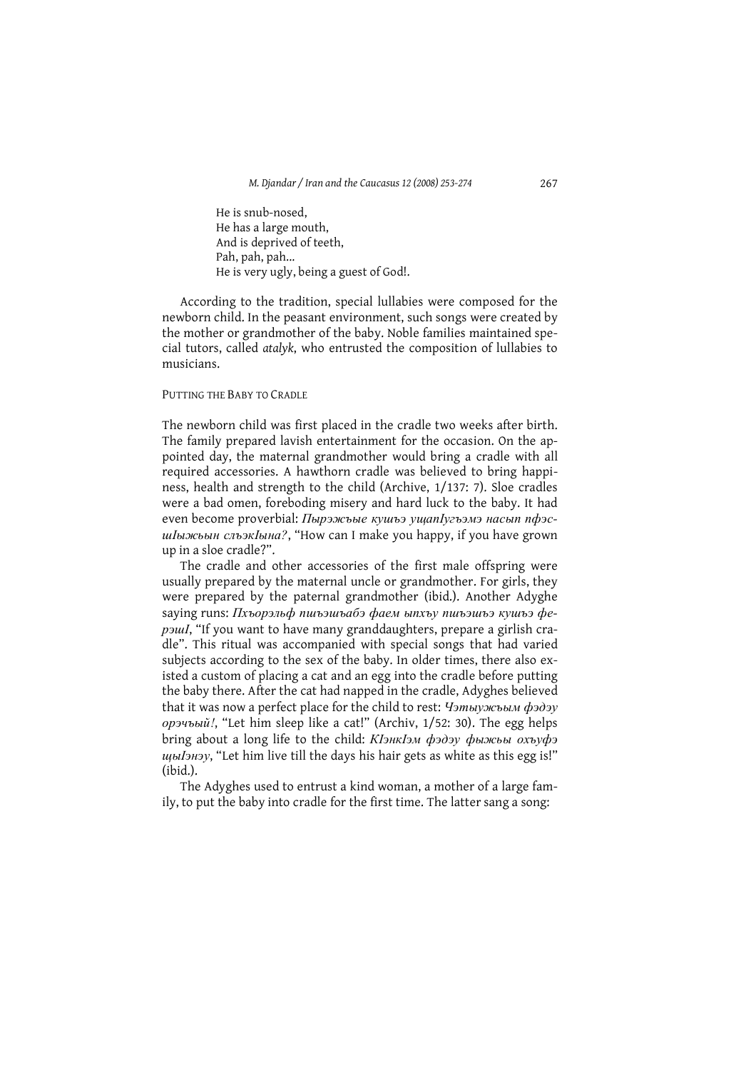He is snub-nosed,
He has a large mouth,
And is deprived of teeth,
Pah, pah, pah…
He is very ugly, being a guest of God!.

According to the tradition, special lullabies were composed for the newborn child. In the peasant environment, such songs were created by the mother or grandmother of the baby. Noble families maintained special tutors, called *atalyk*, who entrusted the composition of lullabies to musicians.

## Putting the Baby to Cradle

The newborn child was first placed in the cradle two weeks after birth. The family prepared lavish entertainment for the occasion. On the appointed day, the maternal grandmother would bring a cradle with all required accessories. A hawthorn cradle was believed to bring happiness, health and strength to the child (Archive, 1/137: 7). Sloe cradles were a bad omen, foreboding misery and hard luck to the baby. It had even become proverbial: *Пырэжъые кушъэ ущапIугъэмэ насып пфэсшIыжьын слъэкIына?*, "How can I make you happy, if you have grown up in a sloe cradle?".

The cradle and other accessories of the first male offspring were usually prepared by the maternal uncle or grandmother. For girls, they were prepared by the paternal grandmother (ibid.). Another Adyghe saying runs: *Пхъорэльф пшъэшъабэ фаем ыпхъу пшъэшъэ кушъэ фэрэшI*, "If you want to have many granddaughters, prepare a girlish cradle". This ritual was accompanied with special songs that had varied subjects according to the sex of the baby. In older times, there also existed a custom of placing a cat and an egg into the cradle before putting the baby there. After the cat had napped in the cradle, Adyghes believed that it was now a perfect place for the child to rest: *Чэтыужъым фэдэу орэчъый!*, "Let him sleep like a cat!" (Archiv, 1/52: 30). The egg helps bring about a long life to the child: *КIэнкIэм фэдэу фыжьы охъуфэ щыIэнэу*, "Let him live till the days his hair gets as white as this egg is!" (ibid.).

The Adyghes used to entrust a kind woman, a mother of a large family, to put the baby into cradle for the first time. The latter sang a song: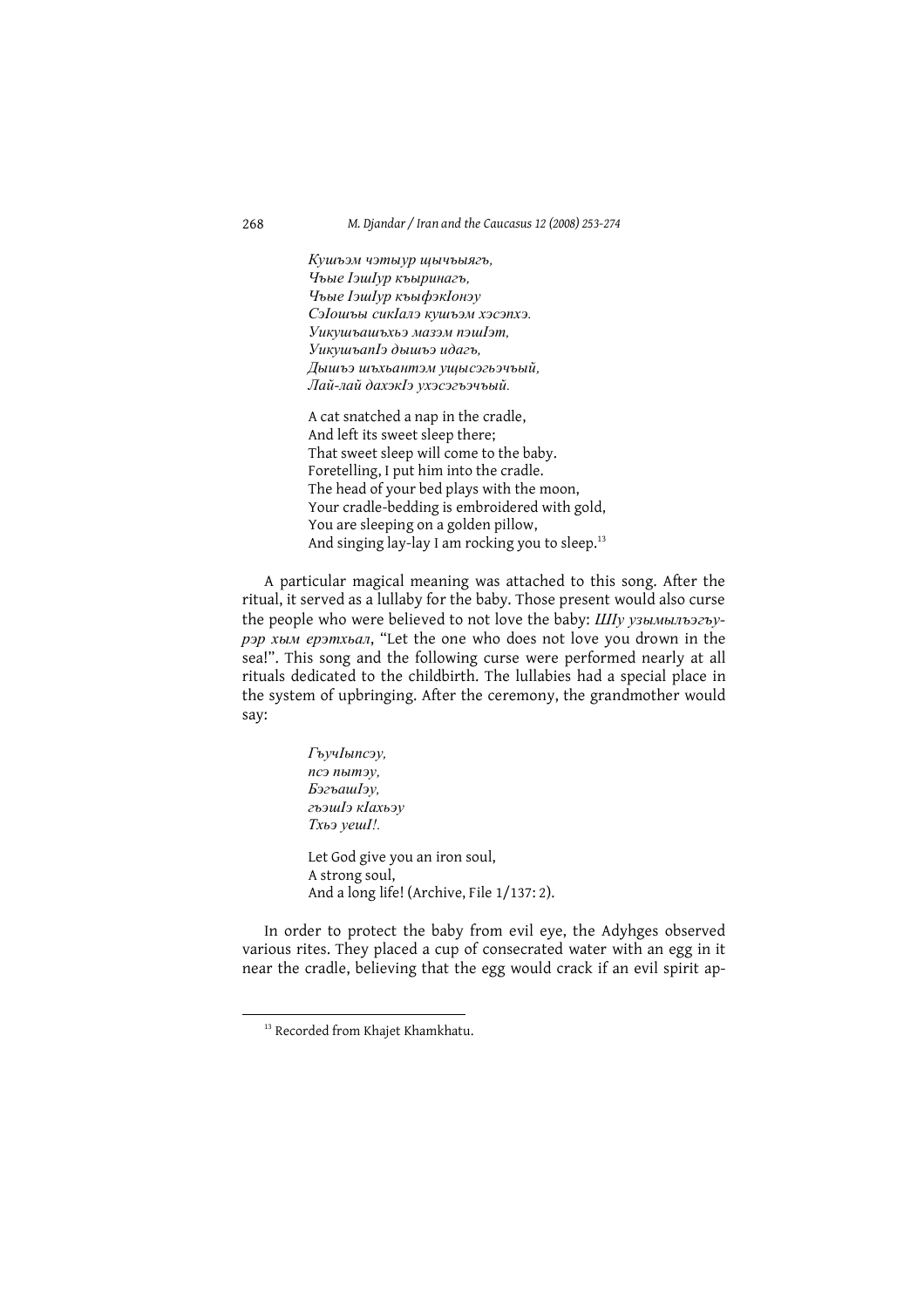*Кушъэм чэтыур щычъыягъ,*
*Чъые ІэшІур къыринагъ,*
*Чъые ІэшІур къыфэкІонэу*
*СэІошъы сикІалэ кушъэм хэсэпхэ.*
*Уикушъашъхьэ мазэм пэшІэт,*
*УикушъапІэ дышъэ идагъ,*
*Дышъэ шъхьантэм ущысэгъэчъый,*
*Лай-лай дахэкІэ ухэсэгъэчъый.*

A cat snatched a nap in the cradle,
And left its sweet sleep there;
That sweet sleep will come to the baby.
Foretelling, I put him into the cradle.
The head of your bed plays with the moon,
Your cradle-bedding is embroidered with gold,
You are sleeping on a golden pillow,
And singing lay-lay I am rocking you to sleep.[13]

A particular magical meaning was attached to this song. After the ritual, it served as a lullaby for the baby. Those present would also curse the people who were believed to not love the baby: *ШІу узымылъэгъурэр хым ерэтхьал*, "Let the one who does not love you drown in the sea!". This song and the following curse were performed nearly at all rituals dedicated to the childbirth. The lullabies had a special place in the system of upbringing. After the ceremony, the grandmother would say:

*ГъучІыпсэу,*
*псэ пытэу,*
*БэгъашІэу,*
*гъэшІэ кІахьэу*
*Тхьэ уешІ!.*

Let God give you an iron soul,
A strong soul,
And a long life! (Archive, File 1/137: 2).

In order to protect the baby from evil eye, the Adyhges observed various rites. They placed a cup of consecrated water with an egg in it near the cradle, believing that the egg would crack if an evil spirit ap-

[13] Recorded from Khajet Khamkhatu.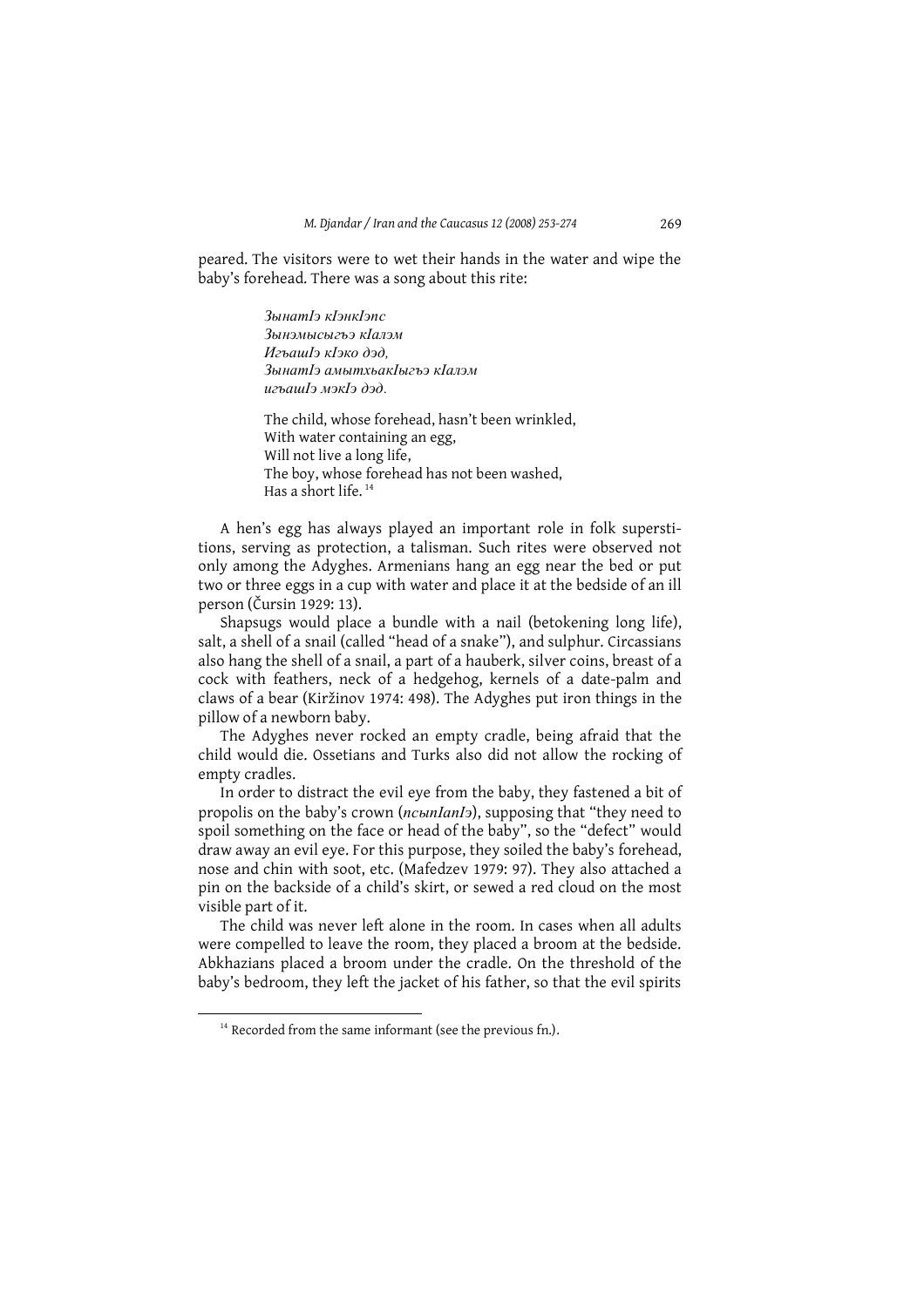peared. The visitors were to wet their hands in the water and wipe the baby's forehead. There was a song about this rite:

> *ЗынатIэ кIэнкIэпс*
> *Зынэмысыгъэ кIалэм*
> *ИгъашIэ кIэко дэд,*
> *ЗынатIэ амытхьакIыгъэ кIалэм*
> *игъашIэ мэкIэ дэд.*
>
> The child, whose forehead, hasn't been wrinkled,
> With water containing an egg,
> Will not live a long life,
> The boy, whose forehead has not been washed,
> Has a short life. [14]

A hen's egg has always played an important role in folk superstitions, serving as protection, a talisman. Such rites were observed not only among the Adyghes. Armenians hang an egg near the bed or put two or three eggs in a cup with water and place it at the bedside of an ill person (Čursin 1929: 13).

Shapsugs would place a bundle with a nail (betokening long life), salt, a shell of a snail (called "head of a snake"), and sulphur. Circassians also hang the shell of a snail, a part of a hauberk, silver coins, breast of a cock with feathers, neck of a hedgehog, kernels of a date-palm and claws of a bear (Kiržinov 1974: 498). The Adyghes put iron things in the pillow of a newborn baby.

The Adyghes never rocked an empty cradle, being afraid that the child would die. Ossetians and Turks also did not allow the rocking of empty cradles.

In order to distract the evil eye from the baby, they fastened a bit of propolis on the baby's crown (*псынIапIэ*), supposing that "they need to spoil something on the face or head of the baby", so the "defect" would draw away an evil eye. For this purpose, they soiled the baby's forehead, nose and chin with soot, etc. (Mafedzev 1979: 97). They also attached a pin on the backside of a child's skirt, or sewed a red cloud on the most visible part of it.

The child was never left alone in the room. In cases when all adults were compelled to leave the room, they placed a broom at the bedside. Abkhazians placed a broom under the cradle. On the threshold of the baby's bedroom, they left the jacket of his father, so that the evil spirits

---

[14] Recorded from the same informant (see the previous fn.).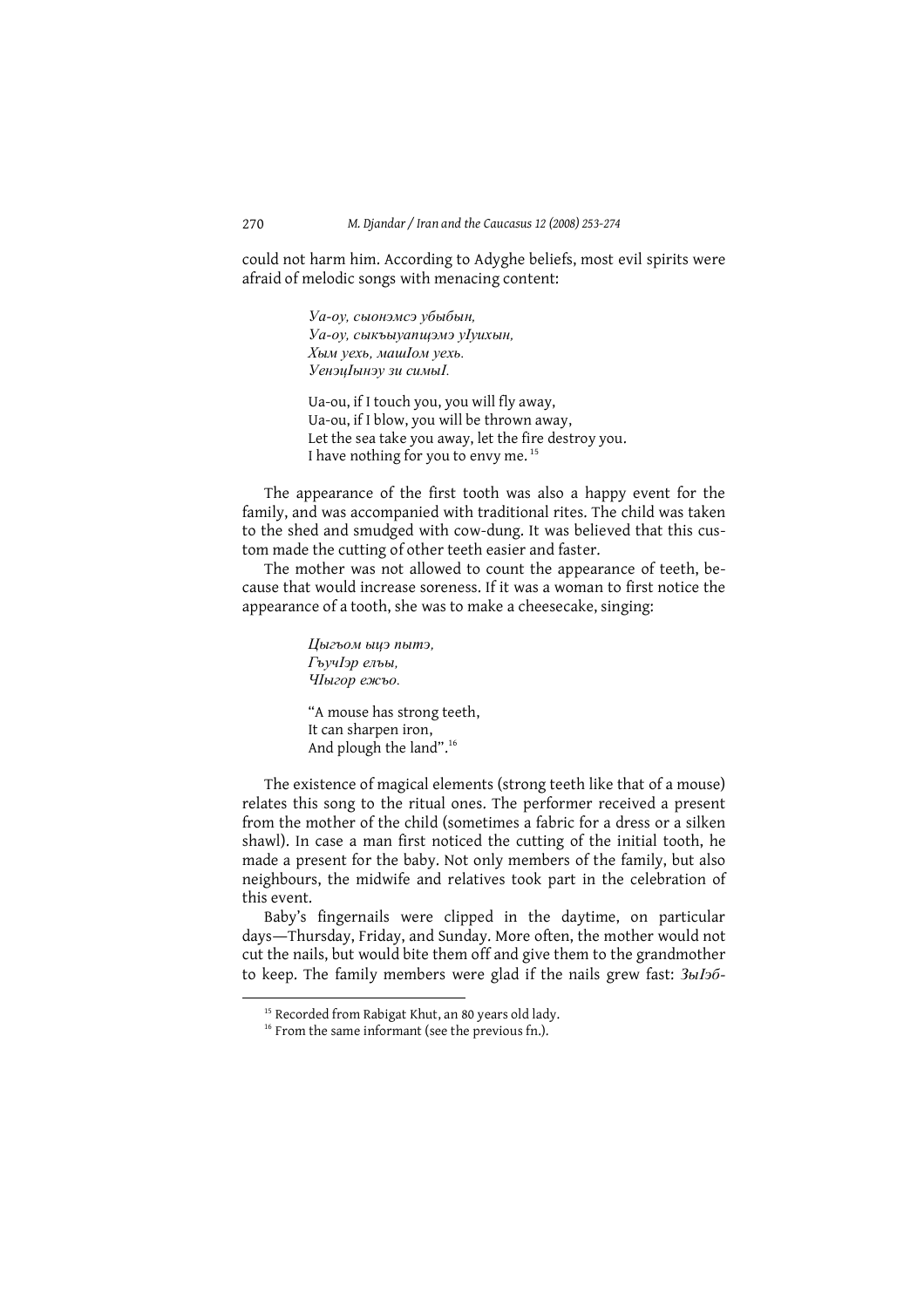could not harm him. According to Adyghe beliefs, most evil spirits were afraid of melodic songs with menacing content:

> *Уа-оу, сыонэмсэ убыбын,*
> *Уа-оу, сыкъыуапщэмэ уIуихын,*
> *Хым уехь, машIом уехь.*
> *УенэцIынэу зи симыI.*
>
> Ua-ou, if I touch you, you will fly away,
> Ua-ou, if I blow, you will be thrown away,
> Let the sea take you away, let the fire destroy you.
> I have nothing for you to envy me. [15]

The appearance of the first tooth was also a happy event for the family, and was accompanied with traditional rites. The child was taken to the shed and smudged with cow-dung. It was believed that this custom made the cutting of other teeth easier and faster.

The mother was not allowed to count the appearance of teeth, because that would increase soreness. If it was a woman to first notice the appearance of a tooth, she was to make a cheesecake, singing:

> *Цыгъом ыцэ пытэ,*
> *ГъучIэр елъы,*
> *ЧIыгор ежъо.*
>
> "A mouse has strong teeth,
> It can sharpen iron,
> And plough the land".[16]

The existence of magical elements (strong teeth like that of a mouse) relates this song to the ritual ones. The performer received a present from the mother of the child (sometimes a fabric for a dress or a silken shawl). In case a man first noticed the cutting of the initial tooth, he made a present for the baby. Not only members of the family, but also neighbours, the midwife and relatives took part in the celebration of this event.

Baby's fingernails were clipped in the daytime, on particular days—Thursday, Friday, and Sunday. More often, the mother would not cut the nails, but would bite them off and give them to the grandmother to keep. The family members were glad if the nails grew fast: *ЗыIэб-*

---

[15] Recorded from Rabigat Khut, an 80 years old lady.

[16] From the same informant (see the previous fn.).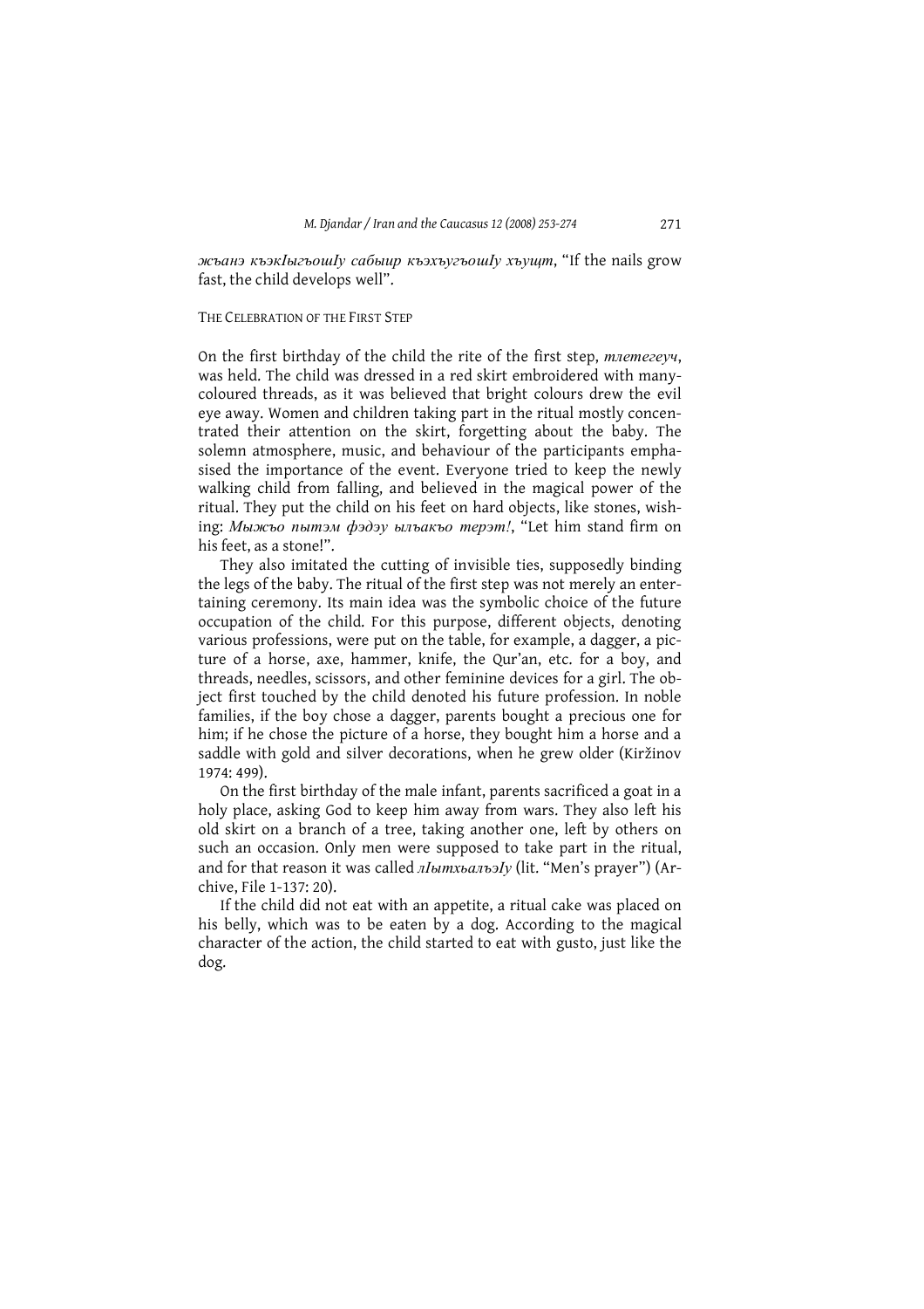*жъанэ къэкIыгъошIу сабыир къэхъугъошIу хъущт*, "If the nails grow fast, the child develops well".

## THE CELEBRATION OF THE FIRST STEP

On the first birthday of the child the rite of the first step, *тлетегеуч*, was held. The child was dressed in a red skirt embroidered with many-coloured threads, as it was believed that bright colours drew the evil eye away. Women and children taking part in the ritual mostly concentrated their attention on the skirt, forgetting about the baby. The solemn atmosphere, music, and behaviour of the participants emphasised the importance of the event. Everyone tried to keep the newly walking child from falling, and believed in the magical power of the ritual. They put the child on his feet on hard objects, like stones, wishing: *Мыжъо пытэм фэдэу ылъакъо терэт!*, "Let him stand firm on his feet, as a stone!".

They also imitated the cutting of invisible ties, supposedly binding the legs of the baby. The ritual of the first step was not merely an entertaining ceremony. Its main idea was the symbolic choice of the future occupation of the child. For this purpose, different objects, denoting various professions, were put on the table, for example, a dagger, a picture of a horse, axe, hammer, knife, the Qur'an, etc. for a boy, and threads, needles, scissors, and other feminine devices for a girl. The object first touched by the child denoted his future profession. In noble families, if the boy chose a dagger, parents bought a precious one for him; if he chose the picture of a horse, they bought him a horse and a saddle with gold and silver decorations, when he grew older (Kiržinov 1974: 499).

On the first birthday of the male infant, parents sacrificed a goat in a holy place, asking God to keep him away from wars. They also left his old skirt on a branch of a tree, taking another one, left by others on such an occasion. Only men were supposed to take part in the ritual, and for that reason it was called *лIытхьалъэIу* (lit. "Men's prayer") (Archive, File 1-137: 20).

If the child did not eat with an appetite, a ritual cake was placed on his belly, which was to be eaten by a dog. According to the magical character of the action, the child started to eat with gusto, just like the dog.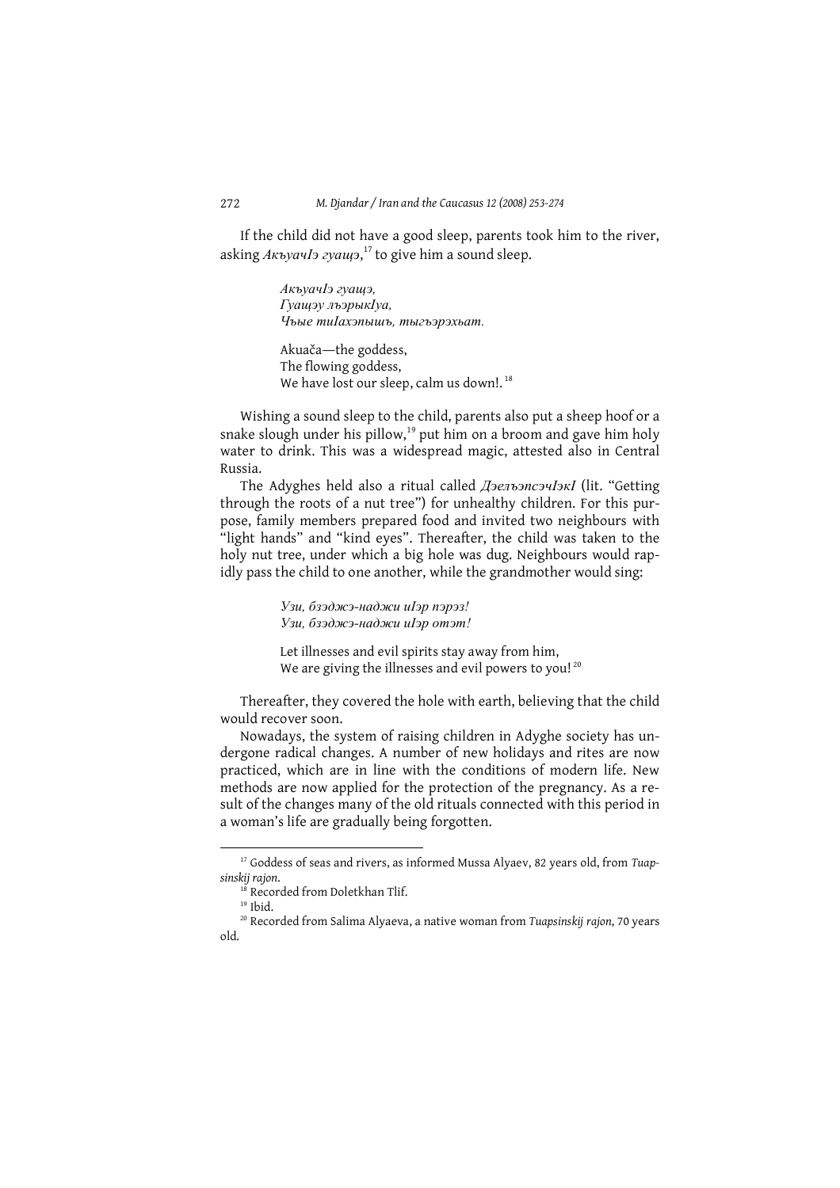If the child did not have a good sleep, parents took him to the river, asking *АкъуачIэ гуащэ*,[17] to give him a sound sleep.

> *АкъуачIэ гуащэ,*
> *Гуащэу лъэрыкIуа,*
> *Чъые тиIахэпышъ, тыгъэрэхьат.*
>
> Akuača—the goddess,
> The flowing goddess,
> We have lost our sleep, calm us down!.[18]

Wishing a sound sleep to the child, parents also put a sheep hoof or a snake slough under his pillow,[19] put him on a broom and gave him holy water to drink. This was a widespread magic, attested also in Central Russia.

The Adyghes held also a ritual called *ДэлъэпсэчIэкI* (lit. "Getting through the roots of a nut tree") for unhealthy children. For this purpose, family members prepared food and invited two neighbours with "light hands" and "kind eyes". Thereafter, the child was taken to the holy nut tree, under which a big hole was dug. Neighbours would rapidly pass the child to one another, while the grandmother would sing:

> *Узи, бзэджэ-наджи иIэр пэрэз!*
> *Узи, бзэджэ-наджи иIэр отэт!*
>
> Let illnesses and evil spirits stay away from him,
> We are giving the illnesses and evil powers to you![20]

Thereafter, they covered the hole with earth, believing that the child would recover soon.

Nowadays, the system of raising children in Adyghe society has undergone radical changes. A number of new holidays and rites are now practiced, which are in line with the conditions of modern life. New methods are now applied for the protection of the pregnancy. As a result of the changes many of the old rituals connected with this period in a woman's life are gradually being forgotten.

---

[17] Goddess of seas and rivers, as informed Mussa Alyaev, 82 years old, from *Tuapsinskij rajon*.

[18] Recorded from Doletkhan Tlif.

[19] Ibid.

[20] Recorded from Salima Alyaeva, a native woman from *Tuapsinskij rajon*, 70 years old.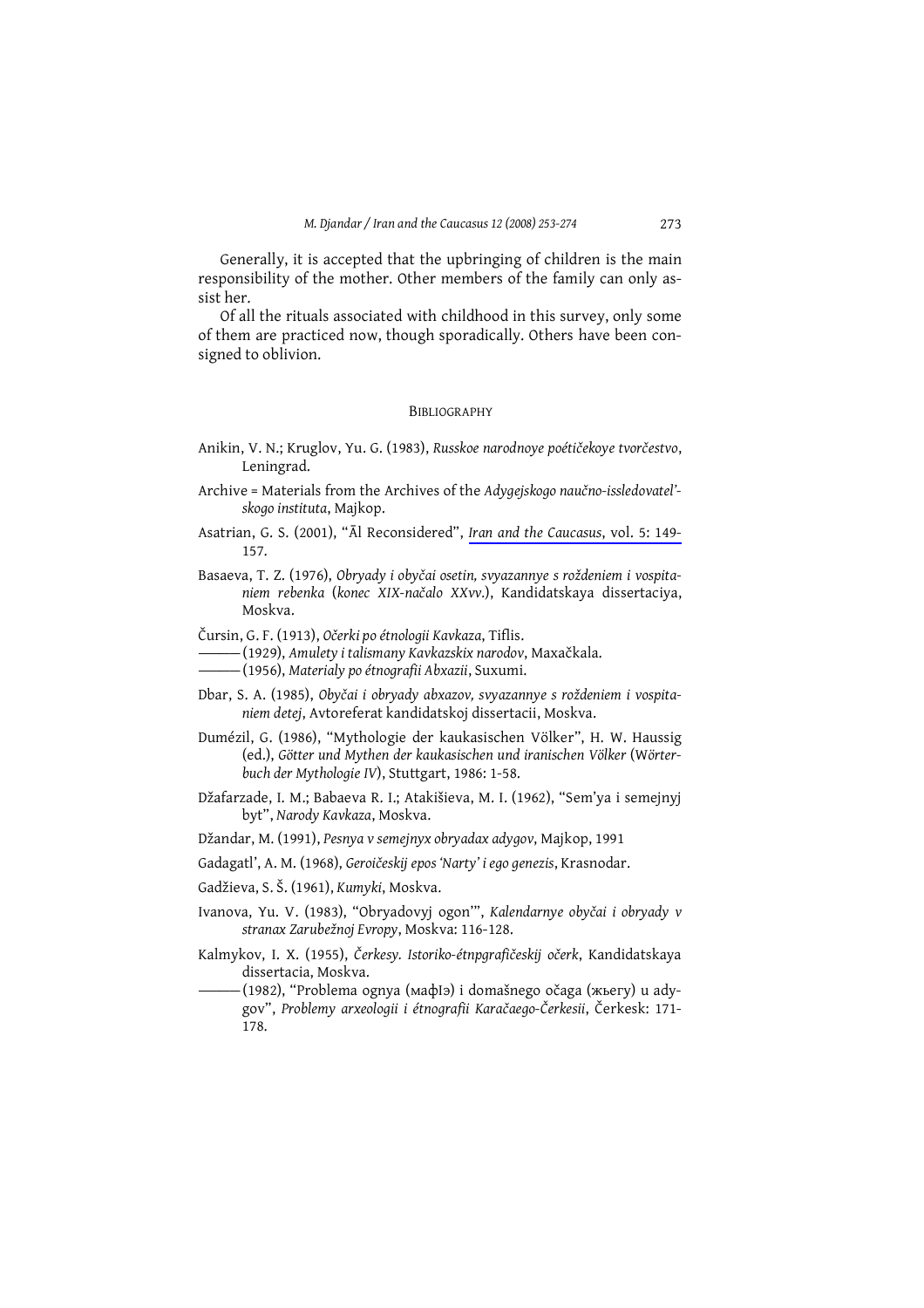Generally, it is accepted that the upbringing of children is the main responsibility of the mother. Other members of the family can only assist her.

Of all the rituals associated with childhood in this survey, only some of them are practiced now, though sporadically. Others have been consigned to oblivion.

## Bibliography

Anikin, V. N.; Kruglov, Yu. G. (1983), *Russkoe narodnoye poétičekoye tvorčestvo*, Leningrad.

Archive = Materials from the Archives of the *Adygejskogo naučno-issledovatel'-skogo instituta*, Majkop.

Asatrian, G. S. (2001), "Āl Reconsidered", *Iran and the Caucasus*, vol. 5: 149-157.

Basaeva, T. Z. (1976), *Obryady i obyčai osetin, svyazannye s roždeniem i vospitaniem rebenka* (*konec XIX-načalo XXvv.*), Kandidatskaya dissertaciya, Moskva.

Čursin, G. F. (1913), *Očerki po étnologii Kavkaza*, Tiflis.

——— (1929), *Amulety i talismany Kavkazskix narodov*, Maxačkala.

——— (1956), *Materialy po étnografii Abxazii*, Suxumi.

Dbar, S. A. (1985), *Obyčai i obryady abxazov, svyazannye s roždeniem i vospitaniem detej*, Avtoreferat kandidatskoj dissertacii, Moskva.

Dumézil, G. (1986), "Mythologie der kaukasischen Völker", H. W. Haussig (ed.), *Götter und Mythen der kaukasischen und iranischen Völker* (*Wörterbuch der Mythologie IV*), Stuttgart, 1986: 1-58.

Džafarzade, I. M.; Babaeva R. I.; Atakišieva, M. I. (1962), "Sem'ya i semejnyj byt", *Narody Kavkaza*, Moskva.

Džandar, M. (1991), *Pesnya v semejnyx obryadax adygov*, Majkop, 1991

Gadagatl', A. M. (1968), *Geroičeskij epos 'Narty' i ego genezis*, Krasnodar.

Gadžieva, S. Š. (1961), *Kumyki*, Moskva.

Ivanova, Yu. V. (1983), "Obryadovyj ogon'", *Kalendarnye obyčai i obryady v stranax Zarubežnoj Evropy*, Moskva: 116-128.

Kalmykov, I. X. (1955), *Čerkesy. Istoriko-étnpgrafičeskij očerk*, Kandidatskaya dissertacia, Moskva.

——— (1982), "Problema ognya (мафӀэ) i domašnego očaga (жьегу) u adygov", *Problemy arxeologii i étnografii Karačaego-Čerkesii*, Čerkesk: 171-178.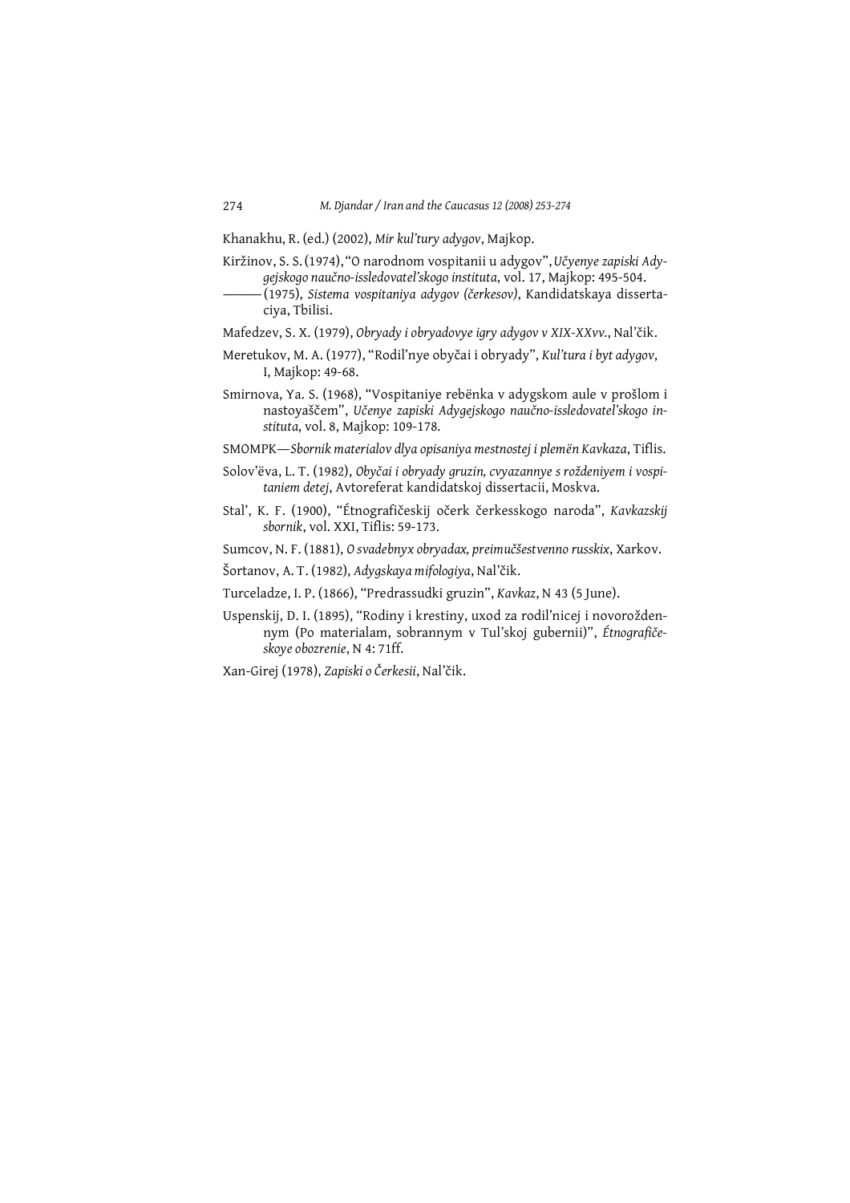Khanakhu, R. (ed.) (2002), *Mir kul'tury adygov*, Majkop.

Kiržinov, S. S. (1974), "O narodnom vospitanii u adygov", *Učyenye zapiski Adygejskogo naučno-issledovatel'skogo instituta*, vol. 17, Majkop: 495-504.

——— (1975), *Sistema vospitaniya adygov (čerkesov)*, Kandidatskaya dissertaciya, Tbilisi.

Mafedzev, S. X. (1979), *Obryady i obryadovye igry adygov v XIX-XXvv.*, Nal'čik.

Meretukov, M. A. (1977), "Rodil'nye obyčai i obryady", *Kul'tura i byt adygov*, I, Majkop: 49-68.

Smirnova, Ya. S. (1968), "Vospitaniye rebёnka v adygskom aule v prošlom i nastoyaščem", *Učenye zapiski Adygejskogo naučno-issledovatel'skogo instituta*, vol. 8, Majkop: 109-178.

SMOMPK—*Sbornik materialov dlya opisaniya mestnostej i plemёn Kavkaza*, Tiflis.

Solov'ёva, L. T. (1982), *Obyčai i obryady gruzin, cvyazannye s roždeniyem i vospitaniem detej*, Avtoreferat kandidatskoj dissertacii, Moskva.

Stal', K. F. (1900), "Étnografičeskij očerk čerkesskogo naroda", *Kavkazskij sbornik*, vol. XXI, Tiflis: 59-173.

Sumcov, N. F. (1881), *O svadebnyx obryadax, preimučšestvenno russkix*, Xarkov.

Šortanov, A. T. (1982), *Adygskaya mifologiya*, Nal'čik.

Turceladze, I. P. (1866), "Predrassudki gruzin", *Kavkaz*, N 43 (5 June).

Uspenskij, D. I. (1895), "Rodiny i krestiny, uxod za rodil'nicej i novoroždennym (Po materialam, sobrannym v Tul'skoj gubernii)", *Étnografičeskoye obozrenie*, N 4: 71ff.

Xan-Girej (1978), *Zapiski o Čerkesii*, Nal'čik.